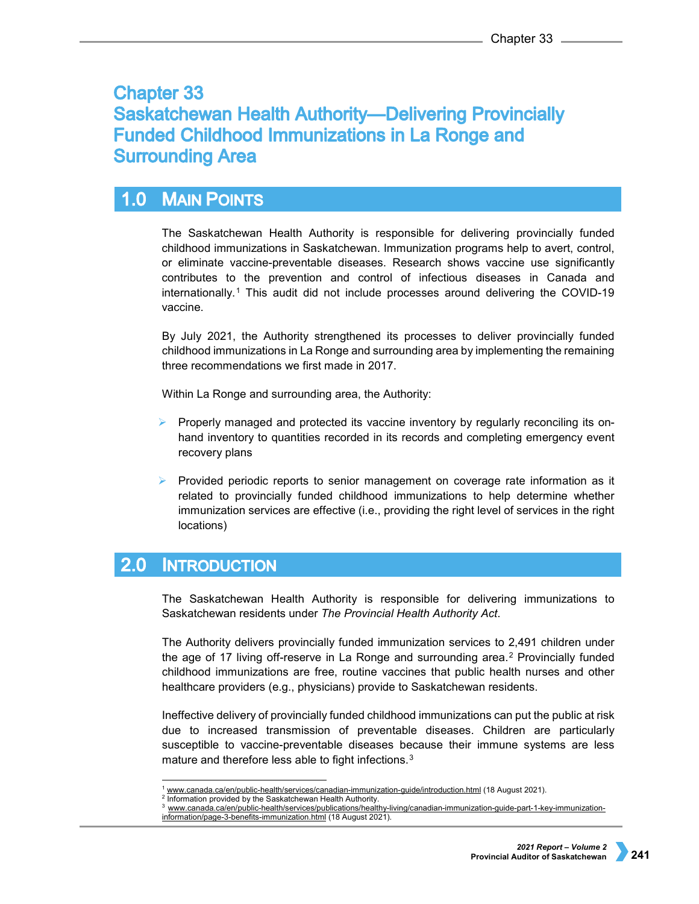# Chapter 33
# Saskatchewan Health Authority—Delivering Provincially Funded Childhood Immunizations in La Ronge and Surrounding Area

## 1.0 Main Points

The Saskatchewan Health Authority is responsible for delivering provincially funded childhood immunizations in Saskatchewan. Immunization programs help to avert, control, or eliminate vaccine-preventable diseases. Research shows vaccine use significantly contributes to the prevention and control of infectious diseases in Canada and internationally.[1] This audit did not include processes around delivering the COVID-19 vaccine.

By July 2021, the Authority strengthened its processes to deliver provincially funded childhood immunizations in La Ronge and surrounding area by implementing the remaining three recommendations we first made in 2017.

Within La Ronge and surrounding area, the Authority:

- Properly managed and protected its vaccine inventory by regularly reconciling its on-hand inventory to quantities recorded in its records and completing emergency event recovery plans
- Provided periodic reports to senior management on coverage rate information as it related to provincially funded childhood immunizations to help determine whether immunization services are effective (i.e., providing the right level of services in the right locations)

## 2.0 Introduction

The Saskatchewan Health Authority is responsible for delivering immunizations to Saskatchewan residents under *The Provincial Health Authority Act*.

The Authority delivers provincially funded immunization services to 2,491 children under the age of 17 living off-reserve in La Ronge and surrounding area.[2] Provincially funded childhood immunizations are free, routine vaccines that public health nurses and other healthcare providers (e.g., physicians) provide to Saskatchewan residents.

Ineffective delivery of provincially funded childhood immunizations can put the public at risk due to increased transmission of preventable diseases. Children are particularly susceptible to vaccine-preventable diseases because their immune systems are less mature and therefore less able to fight infections.[3]

---

[1] www.canada.ca/en/public-health/services/canadian-immunization-guide/introduction.html (18 August 2021).
[2] Information provided by the Saskatchewan Health Authority.
[3] www.canada.ca/en/public-health/services/publications/healthy-living/canadian-immunization-guide-part-1-key-immunization-information/page-3-benefits-immunization.html (18 August 2021).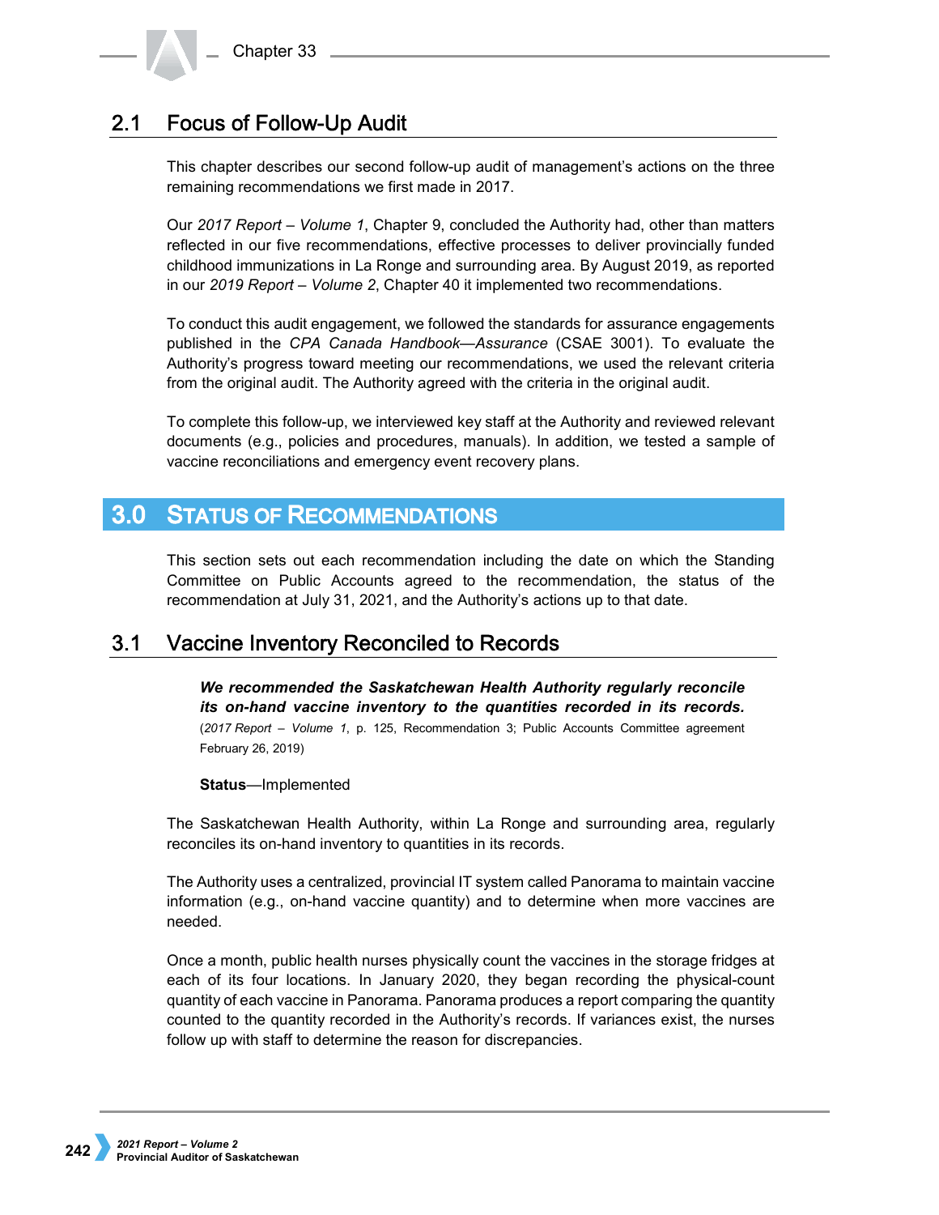## 2.1 Focus of Follow-Up Audit

This chapter describes our second follow-up audit of management's actions on the three remaining recommendations we first made in 2017.

Our *2017 Report – Volume 1*, Chapter 9, concluded the Authority had, other than matters reflected in our five recommendations, effective processes to deliver provincially funded childhood immunizations in La Ronge and surrounding area. By August 2019, as reported in our *2019 Report – Volume 2*, Chapter 40 it implemented two recommendations.

To conduct this audit engagement, we followed the standards for assurance engagements published in the *CPA Canada Handbook—Assurance* (CSAE 3001). To evaluate the Authority's progress toward meeting our recommendations, we used the relevant criteria from the original audit. The Authority agreed with the criteria in the original audit.

To complete this follow-up, we interviewed key staff at the Authority and reviewed relevant documents (e.g., policies and procedures, manuals). In addition, we tested a sample of vaccine reconciliations and emergency event recovery plans.

# 3.0 Status of Recommendations

This section sets out each recommendation including the date on which the Standing Committee on Public Accounts agreed to the recommendation, the status of the recommendation at July 31, 2021, and the Authority's actions up to that date.

## 3.1 Vaccine Inventory Reconciled to Records

***We recommended the Saskatchewan Health Authority regularly reconcile its on-hand vaccine inventory to the quantities recorded in its records.*** (*2017 Report – Volume 1*, p. 125, Recommendation 3; Public Accounts Committee agreement February 26, 2019)

**Status**—Implemented

The Saskatchewan Health Authority, within La Ronge and surrounding area, regularly reconciles its on-hand inventory to quantities in its records.

The Authority uses a centralized, provincial IT system called Panorama to maintain vaccine information (e.g., on-hand vaccine quantity) and to determine when more vaccines are needed.

Once a month, public health nurses physically count the vaccines in the storage fridges at each of its four locations. In January 2020, they began recording the physical-count quantity of each vaccine in Panorama. Panorama produces a report comparing the quantity counted to the quantity recorded in the Authority's records. If variances exist, the nurses follow up with staff to determine the reason for discrepancies.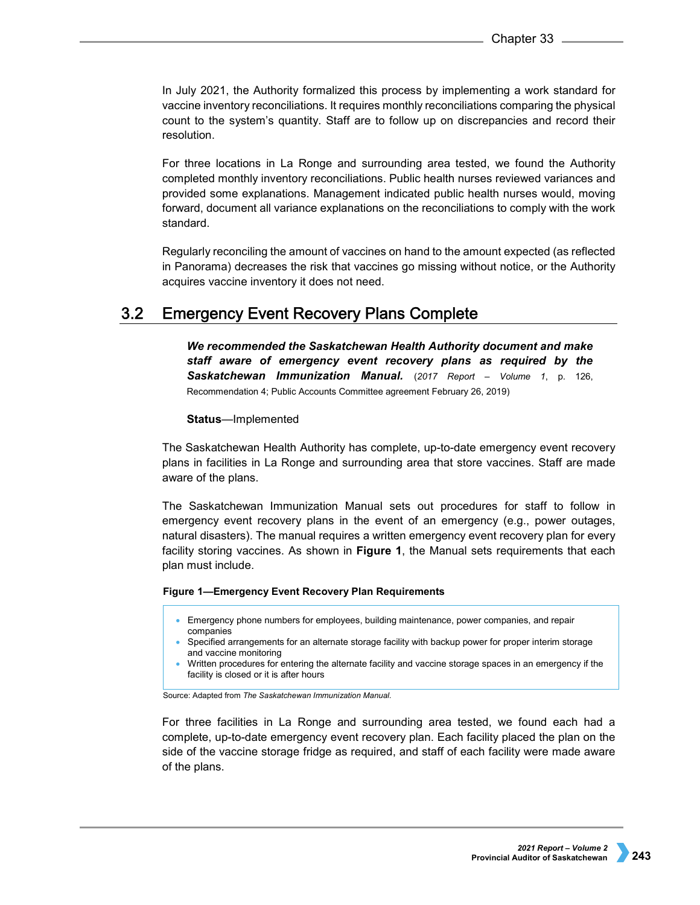In July 2021, the Authority formalized this process by implementing a work standard for vaccine inventory reconciliations. It requires monthly reconciliations comparing the physical count to the system's quantity. Staff are to follow up on discrepancies and record their resolution.

For three locations in La Ronge and surrounding area tested, we found the Authority completed monthly inventory reconciliations. Public health nurses reviewed variances and provided some explanations. Management indicated public health nurses would, moving forward, document all variance explanations on the reconciliations to comply with the work standard.

Regularly reconciling the amount of vaccines on hand to the amount expected (as reflected in Panorama) decreases the risk that vaccines go missing without notice, or the Authority acquires vaccine inventory it does not need.

## 3.2 Emergency Event Recovery Plans Complete

***We recommended the Saskatchewan Health Authority document and make staff aware of emergency event recovery plans as required by the Saskatchewan Immunization Manual.*** (*2017 Report – Volume 1*, p. 126, Recommendation 4; Public Accounts Committee agreement February 26, 2019)

**Status**—Implemented

The Saskatchewan Health Authority has complete, up-to-date emergency event recovery plans in facilities in La Ronge and surrounding area that store vaccines. Staff are made aware of the plans.

The Saskatchewan Immunization Manual sets out procedures for staff to follow in emergency event recovery plans in the event of an emergency (e.g., power outages, natural disasters). The manual requires a written emergency event recovery plan for every facility storing vaccines. As shown in **Figure 1**, the Manual sets requirements that each plan must include.

**Figure 1—Emergency Event Recovery Plan Requirements**

- Emergency phone numbers for employees, building maintenance, power companies, and repair companies
- Specified arrangements for an alternate storage facility with backup power for proper interim storage and vaccine monitoring
- Written procedures for entering the alternate facility and vaccine storage spaces in an emergency if the facility is closed or it is after hours

Source: Adapted from *The Saskatchewan Immunization Manual*.

For three facilities in La Ronge and surrounding area tested, we found each had a complete, up-to-date emergency event recovery plan. Each facility placed the plan on the side of the vaccine storage fridge as required, and staff of each facility were made aware of the plans.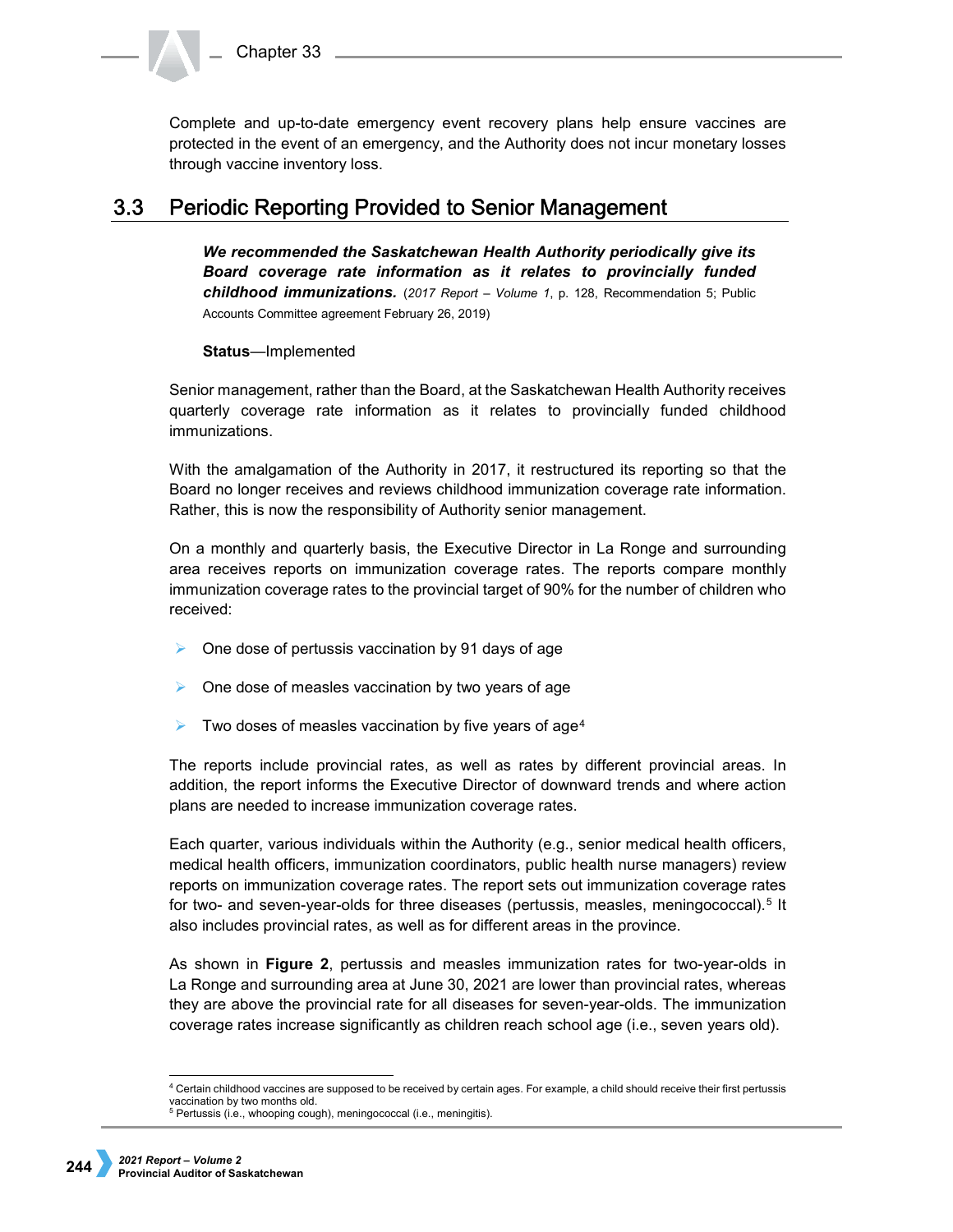Complete and up-to-date emergency event recovery plans help ensure vaccines are protected in the event of an emergency, and the Authority does not incur monetary losses through vaccine inventory loss.

## 3.3 Periodic Reporting Provided to Senior Management

***We recommended the Saskatchewan Health Authority periodically give its Board coverage rate information as it relates to provincially funded childhood immunizations.*** (*2017 Report – Volume 1*, p. 128, Recommendation 5; Public Accounts Committee agreement February 26, 2019)

**Status**—Implemented

Senior management, rather than the Board, at the Saskatchewan Health Authority receives quarterly coverage rate information as it relates to provincially funded childhood immunizations.

With the amalgamation of the Authority in 2017, it restructured its reporting so that the Board no longer receives and reviews childhood immunization coverage rate information. Rather, this is now the responsibility of Authority senior management.

On a monthly and quarterly basis, the Executive Director in La Ronge and surrounding area receives reports on immunization coverage rates. The reports compare monthly immunization coverage rates to the provincial target of 90% for the number of children who received:

- One dose of pertussis vaccination by 91 days of age
- One dose of measles vaccination by two years of age
- Two doses of measles vaccination by five years of age[4]

The reports include provincial rates, as well as rates by different provincial areas. In addition, the report informs the Executive Director of downward trends and where action plans are needed to increase immunization coverage rates.

Each quarter, various individuals within the Authority (e.g., senior medical health officers, medical health officers, immunization coordinators, public health nurse managers) review reports on immunization coverage rates. The report sets out immunization coverage rates for two- and seven-year-olds for three diseases (pertussis, measles, meningococcal).[5] It also includes provincial rates, as well as for different areas in the province.

As shown in **Figure 2**, pertussis and measles immunization rates for two-year-olds in La Ronge and surrounding area at June 30, 2021 are lower than provincial rates, whereas they are above the provincial rate for all diseases for seven-year-olds. The immunization coverage rates increase significantly as children reach school age (i.e., seven years old).

---

[4] Certain childhood vaccines are supposed to be received by certain ages. For example, a child should receive their first pertussis vaccination by two months old.

[5] Pertussis (i.e., whooping cough), meningococcal (i.e., meningitis).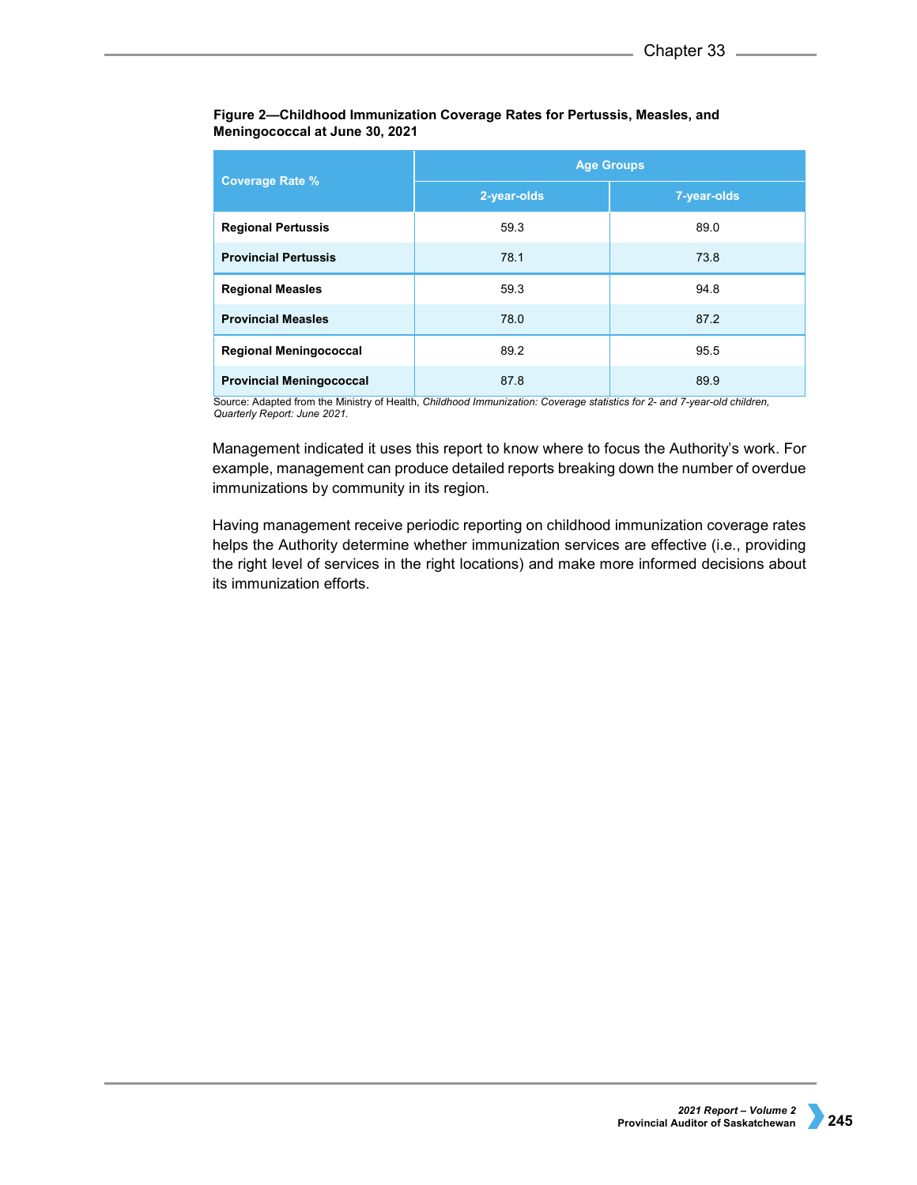**Figure 2—Childhood Immunization Coverage Rates for Pertussis, Measles, and Meningococcal at June 30, 2021**

| Coverage Rate % | Age Groups | |
|---|---|---|
| | 2-year-olds | 7-year-olds |
| **Regional Pertussis** | 59.3 | 89.0 |
| **Provincial Pertussis** | 78.1 | 73.8 |
| **Regional Measles** | 59.3 | 94.8 |
| **Provincial Measles** | 78.0 | 87.2 |
| **Regional Meningococcal** | 89.2 | 95.5 |
| **Provincial Meningococcal** | 87.8 | 89.9 |

Source: Adapted from the Ministry of Health, *Childhood Immunization: Coverage statistics for 2- and 7-year-old children, Quarterly Report: June 2021.*

Management indicated it uses this report to know where to focus the Authority's work. For example, management can produce detailed reports breaking down the number of overdue immunizations by community in its region.

Having management receive periodic reporting on childhood immunization coverage rates helps the Authority determine whether immunization services are effective (i.e., providing the right level of services in the right locations) and make more informed decisions about its immunization efforts.